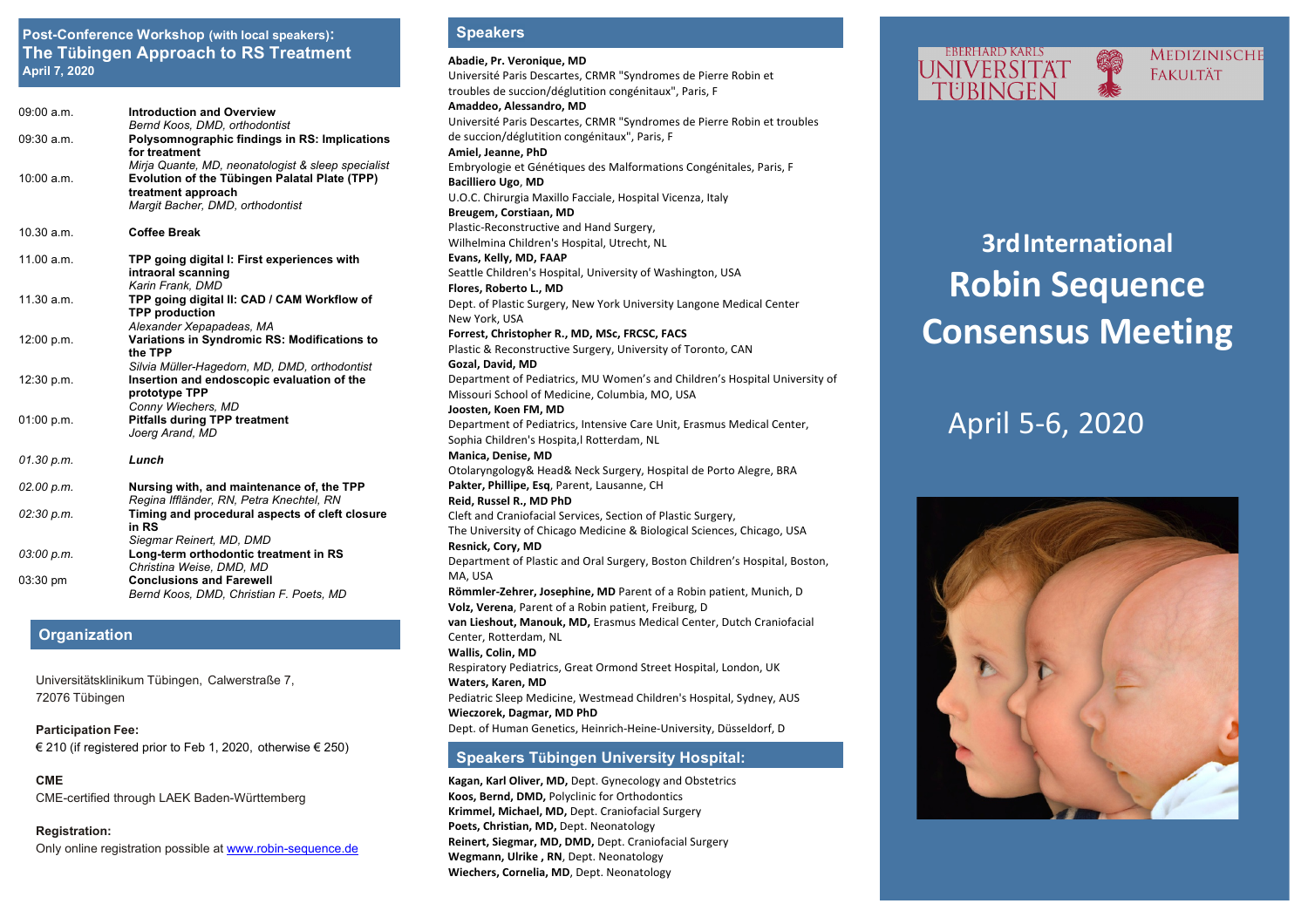## Post-Conference Workshop (with local speakers): The Tübingen Approach to RS Treatment

**April 7, 2020**

| | |
|---|---|
| 09:00 a.m. | **Introduction and Overview**<br>*Bernd Koos, DMD, orthodontist* |
| 09:30 a.m. | **Polysomnographic findings in RS: Implications for treatment**<br>*Mirja Quante, MD, neonatologist & sleep specialist* |
| 10:00 a.m. | **Evolution of the Tübingen Palatal Plate (TPP) treatment approach**<br>*Margit Bacher, DMD, orthodontist* |
| 10.30 a.m. | **Coffee Break** |
| 11.00 a.m. | **TPP going digital I: First experiences with intraoral scanning**<br>*Karin Frank, DMD* |
| 11.30 a.m. | **TPP going digital II: CAD / CAM Workflow of TPP production**<br>*Alexander Xepapadeas, MA* |
| 12:00 p.m. | **Variations in Syndromic RS: Modifications to the TPP**<br>*Silvia Müller-Hagedorn, MD, DMD, orthodontist* |
| 12:30 p.m. | **Insertion and endoscopic evaluation of the prototype TPP**<br>*Conny Wiechers, MD* |
| 01:00 p.m. | **Pitfalls during TPP treatment**<br>*Joerg Arand, MD* |
| *01.30 p.m.* | ***Lunch*** |
| *02.00 p.m.* | **Nursing with, and maintenance of, the TPP**<br>*Regina Iffländer, RN, Petra Knechtel, RN* |
| *02:30 p.m.* | **Timing and procedural aspects of cleft closure in RS**<br>*Siegmar Reinert, MD, DMD* |
| *03:00 p.m.* | **Long-term orthodontic treatment in RS**<br>*Christina Weise, DMD, MD* |
| 03:30 pm | **Conclusions and Farewell**<br>*Bernd Koos, DMD, Christian F. Poets, MD* |

## Organization

Universitätsklinikum Tübingen, Calwerstraße 7,
72076 Tübingen

**Participation Fee:**
€ 210 (if registered prior to Feb 1, 2020, otherwise € 250)

**CME**
CME-certified through LAEK Baden-Württemberg

**Registration:**
Only online registration possible at www.robin-sequence.de

## Speakers

**Abadie, Pr. Veronique, MD**
Université Paris Descartes, CRMR "Syndromes de Pierre Robin et troubles de succion/déglutition congénitaux", Paris, F

**Amaddeo, Alessandro, MD**
Université Paris Descartes, CRMR "Syndromes de Pierre Robin et troubles de succion/déglutition congénitaux", Paris, F

**Amiel, Jeanne, PhD**
Embryologie et Génétiques des Malformations Congénitales, Paris, F

**Bacilliero Ugo, MD**
U.O.C. Chirurgia Maxillo Facciale, Hospital Vicenza, Italy

**Breugem, Corstiaan, MD**
Plastic-Reconstructive and Hand Surgery, Wilhelmina Children's Hospital, Utrecht, NL

**Evans, Kelly, MD, FAAP**
Seattle Children's Hospital, University of Washington, USA

**Flores, Roberto L., MD**
Dept. of Plastic Surgery, New York University Langone Medical Center New York, USA

**Forrest, Christopher R., MD, MSc, FRCSC, FACS**
Plastic & Reconstructive Surgery, University of Toronto, CAN

**Gozal, David, MD**
Department of Pediatrics, MU Women's and Children's Hospital University of Missouri School of Medicine, Columbia, MO, USA

**Joosten, Koen FM, MD**
Department of Pediatrics, Intensive Care Unit, Erasmus Medical Center, Sophia Children's Hospita,l Rotterdam, NL

**Manica, Denise, MD**
Otolaryngology& Head& Neck Surgery, Hospital de Porto Alegre, BRA

**Pakter, Phillipe, Esq**, Parent, Lausanne, CH

**Reid, Russel R., MD PhD**
Cleft and Craniofacial Services, Section of Plastic Surgery, The University of Chicago Medicine & Biological Sciences, Chicago, USA

**Resnick, Cory, MD**
Department of Plastic and Oral Surgery, Boston Children's Hospital, Boston, MA, USA

**Römmler-Zehrer, Josephine, MD** Parent of a Robin patient, Munich, D

**Volz, Verena**, Parent of a Robin patient, Freiburg, D

**van Lieshout, Manouk, MD,** Erasmus Medical Center, Dutch Craniofacial Center, Rotterdam, NL

**Wallis, Colin, MD**
Respiratory Pediatrics, Great Ormond Street Hospital, London, UK

**Waters, Karen, MD**
Pediatric Sleep Medicine, Westmead Children's Hospital, Sydney, AUS

**Wieczorek, Dagmar, MD PhD**
Dept. of Human Genetics, Heinrich-Heine-University, Düsseldorf, D

## Speakers Tübingen University Hospital:

**Kagan, Karl Oliver, MD,** Dept. Gynecology and Obstetrics
**Koos, Bernd, DMD,** Polyclinic for Orthodontics
**Krimmel, Michael, MD,** Dept. Craniofacial Surgery
**Poets, Christian, MD,** Dept. Neonatology
**Reinert, Siegmar, MD, DMD,** Dept. Craniofacial Surgery
**Wegmann, Ulrike , RN**, Dept. Neonatology
**Wiechers, Cornelia, MD**, Dept. Neonatology

EBERHARD KARLS UNIVERSITÄT TÜBINGEN — MEDIZINISCHE FAKULTÄT

# 3rd International Robin Sequence Consensus Meeting

## April 5-6, 2020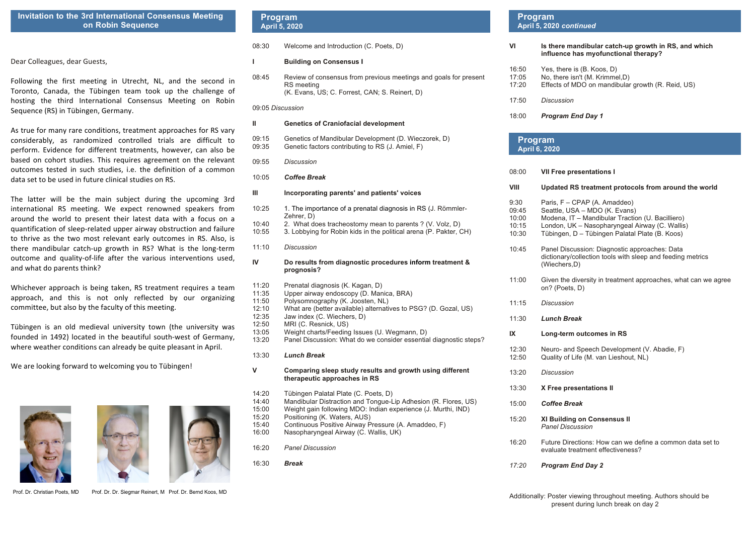## Invitation to the 3rd International Consensus Meeting on Robin Sequence

Dear Colleagues, dear Guests,

Following the first meeting in Utrecht, NL, and the second in Toronto, Canada, the Tübingen team took up the challenge of hosting the third International Consensus Meeting on Robin Sequence (RS) in Tübingen, Germany.

As true for many rare conditions, treatment approaches for RS vary considerably, as randomized controlled trials are difficult to perform. Evidence for different treatments, however, can also be based on cohort studies. This requires agreement on the relevant outcomes tested in such studies, i.e. the definition of a common data set to be used in future clinical studies on RS.

The latter will be the main subject during the upcoming 3rd international RS meeting. We expect renowned speakers from around the world to present their latest data with a focus on a quantification of sleep-related upper airway obstruction and failure to thrive as the two most relevant early outcomes in RS. Also, is there mandibular catch-up growth in RS? What is the long-term outcome and quality-of-life after the various interventions used, and what do parents think?

Whichever approach is being taken, RS treatment requires a team approach, and this is not only reflected by our organizing committee, but also by the faculty of this meeting.

Tübingen is an old medieval university town (the university was founded in 1492) located in the beautiful south-west of Germany, where weather conditions can already be quite pleasant in April.

We are looking forward to welcoming you to Tübingen!

Prof. Dr. Christian Poets, MD

Prof. Dr. Dr. Siegmar Reinert, M

Prof. Dr. Bernd Koos, MD

## Program
**April 5, 2020**

08:30 Welcome and Introduction (C. Poets, D)

**I Building on Consensus I**

08:45 Review of consensus from previous meetings and goals for present RS meeting (K. Evans, US; C. Forrest, CAN; S. Reinert, D)

09:05 *Discussion*

**II Genetics of Craniofacial development**

09:15 Genetics of Mandibular Development (D. Wieczorek, D)
09:35 Genetic factors contributing to RS (J. Amiel, F)

09:55 *Discussion*

10:05 ***Coffee Break***

**III Incorporating parents' and patients' voices**

10:25 1. The importance of a prenatal diagnosis in RS (J. Römmler-Zehrer, D)
10:40 2. What does tracheostomy mean to parents ? (V. Volz, D)
10:55 3. Lobbying for Robin kids in the political arena (P. Pakter, CH)

11:10 *Discussion*

**IV Do results from diagnostic procedures inform treatment & prognosis?**

11:20 Prenatal diagnosis (K. Kagan, D)
11:35 Upper airway endoscopy (D. Manica, BRA)
11:50 Polysomnography (K. Joosten, NL)
12:10 What are (better available) alternatives to PSG? (D. Gozal, US)
12:35 Jaw index (C. Wiechers, D)
12:50 MRI (C. Resnick, US)
13:05 Weight charts/Feeding Issues (U. Wegmann, D)
13:20 Panel Discussion: What do we consider essential diagnostic steps?

13:30 ***Lunch Break***

**V Comparing sleep study results and growth using different therapeutic approaches in RS**

14:20 Tübingen Palatal Plate (C. Poets, D)
14:40 Mandibular Distraction and Tongue-Lip Adhesion (R. Flores, US)
15:00 Weight gain following MDO: Indian experience (J. Murthi, IND)
15:20 Positioning (K. Waters, AUS)
15:40 Continuous Positive Airway Pressure (A. Amaddeo, F)
16:00 Nasopharyngeal Airway (C. Wallis, UK)

16:20 *Panel Discussion*

16:30 ***Break***

## Program
**April 5, 2020 *continued***

**VI Is there mandibular catch-up growth in RS, and which influence has myofunctional therapy?**

16:50 Yes, there is (B. Koos, D)
17:05 No, there isn't (M. Krimmel,D)
17:20 Effects of MDO on mandibular growth (R. Reid, US)

17:50 *Discussion*

18:00 ***Program End Day 1***

## Program
**April 6, 2020**

08:00 **VII Free presentations I**

**VIII Updated RS treatment protocols from around the world**

9:30 Paris, F – CPAP (A. Amaddeo)
09:45 Seattle, USA – MDO (K. Evans)
10:00 Modena, IT – Mandibular Traction (U. Bacilliero)
10:15 London, UK – Nasopharyngeal Airway (C. Wallis)
10:30 Tübingen, D – Tübingen Palatal Plate (B. Koos)

10:45 Panel Discussion: Diagnostic approaches: Data dictionary/collection tools with sleep and feeding metrics (Wiechers,D)

11:00 Given the diversity in treatment approaches, what can we agree on? (Poets, D)

11:15 *Discussion*

11:30 ***Lunch Break***

**IX Long-term outcomes in RS**

12:30 Neuro- and Speech Development (V. Abadie, F)
12:50 Quality of Life (M. van Lieshout, NL)

13:20 *Discussion*

13:30 **X Free presentations II**

15:00 ***Coffee Break***

15:20 **XI Building on Consensus II**
*Panel Discussion*

16:20 Future Directions: How can we define a common data set to evaluate treatment effectiveness?

*17:20* ***Program End Day 2***

Additionally: Poster viewing throughout meeting. Authors should be present during lunch break on day 2